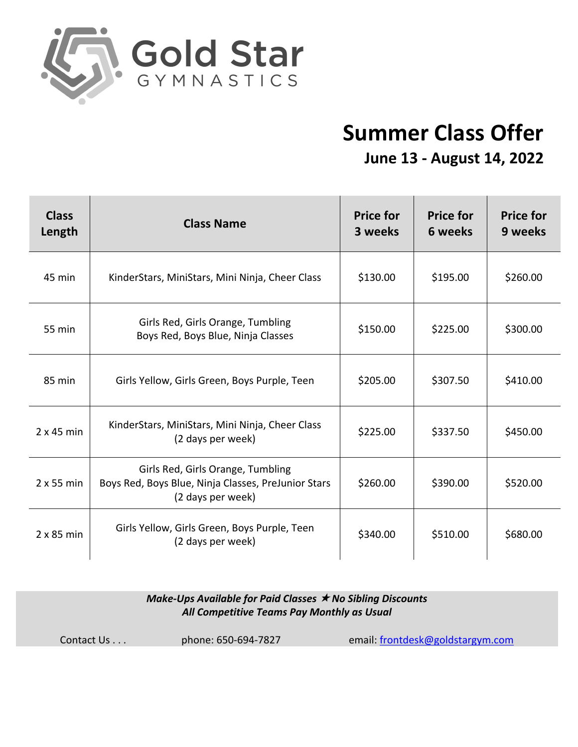# Gold Star GYMNASTICS

## Summer Class Offer

### June 13 - August 14, 2022

| Class Length | Class Name | Price for 3 weeks | Price for 6 weeks | Price for 9 weeks |
|---|---|---|---|---|
| 45 min | KinderStars, MiniStars, Mini Ninja, Cheer Class | $130.00 | $195.00 | $260.00 |
| 55 min | Girls Red, Girls Orange, Tumbling<br>Boys Red, Boys Blue, Ninja Classes | $150.00 | $225.00 | $300.00 |
| 85 min | Girls Yellow, Girls Green, Boys Purple, Teen | $205.00 | $307.50 | $410.00 |
| 2 x 45 min | KinderStars, MiniStars, Mini Ninja, Cheer Class<br>(2 days per week) | $225.00 | $337.50 | $450.00 |
| 2 x 55 min | Girls Red, Girls Orange, Tumbling<br>Boys Red, Boys Blue, Ninja Classes, PreJunior Stars<br>(2 days per week) | $260.00 | $390.00 | $520.00 |
| 2 x 85 min | Girls Yellow, Girls Green, Boys Purple, Teen<br>(2 days per week) | $340.00 | $510.00 | $680.00 |

***Make-Ups Available for Paid Classes ★ No Sibling Discounts***
***All Competitive Teams Pay Monthly as Usual***

Contact Us . . . phone: 650-694-7827 email: frontdesk@goldstargym.com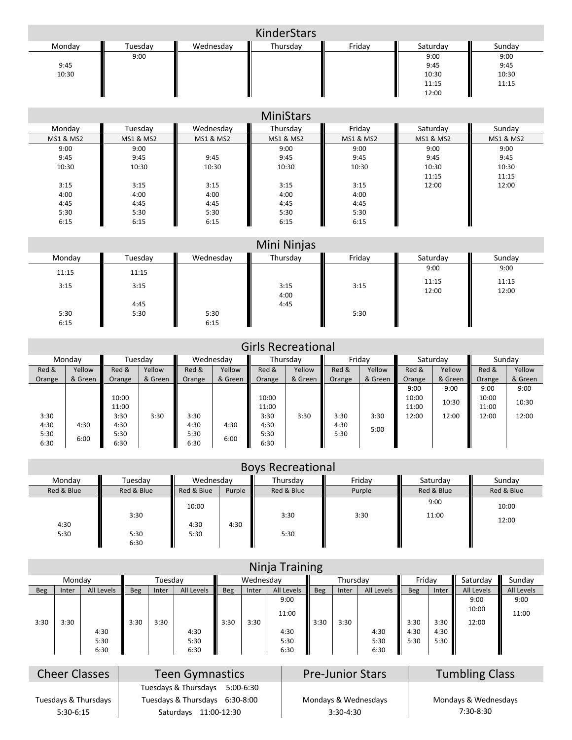## KinderStars

| Monday | Tuesday | Wednesday | Thursday | Friday | Saturday | Sunday |
|---|---|---|---|---|---|---|
| | 9:00 | | | | 9:00 | 9:00 |
| 9:45 | | | | | 9:45 | 9:45 |
| 10:30 | | | | | 10:30 | 10:30 |
| | | | | | 11:15 | 11:15 |
| | | | | | 12:00 | |

## MiniStars

| Monday | Tuesday | Wednesday | Thursday | Friday | Saturday | Sunday |
|---|---|---|---|---|---|---|
| MS1 & MS2 | MS1 & MS2 | MS1 & MS2 | MS1 & MS2 | MS1 & MS2 | MS1 & MS2 | MS1 & MS2 |
| 9:00 | 9:00 | | 9:00 | 9:00 | 9:00 | 9:00 |
| 9:45 | 9:45 | 9:45 | 9:45 | 9:45 | 9:45 | 9:45 |
| 10:30 | 10:30 | 10:30 | 10:30 | 10:30 | 10:30 | 10:30 |
| | | | | | 11:15 | 11:15 |
| 3:15 | 3:15 | 3:15 | 3:15 | 3:15 | 12:00 | 12:00 |
| 4:00 | 4:00 | 4:00 | 4:00 | 4:00 | | |
| 4:45 | 4:45 | 4:45 | 4:45 | 4:45 | | |
| 5:30 | 5:30 | 5:30 | 5:30 | 5:30 | | |
| 6:15 | 6:15 | 6:15 | 6:15 | 6:15 | | |

## Mini Ninjas

| Monday | Tuesday | Wednesday | Thursday | Friday | Saturday | Sunday |
|---|---|---|---|---|---|---|
| | | | | | 9:00 | 9:00 |
| 11:15 | 11:15 | | | | 11:15 | 11:15 |
| 3:15 | 3:15 | | 3:15 | 3:15 | 12:00 | 12:00 |
| | | | 4:00 | | | |
| | 4:45 | | 4:45 | | | |
| 5:30 | 5:30 | 5:30 | | 5:30 | | |
| 6:15 | | 6:15 | | | | |

## Girls Recreational

| Monday | | Tuesday | | Wednesday | | Thursday | | Friday | | Saturday | | Sunday | |
|---|---|---|---|---|---|---|---|---|---|---|---|---|---|
| Red & Orange | Yellow & Green | Red & Orange | Yellow & Green | Red & Orange | Yellow & Green | Red & Orange | Yellow & Green | Red & Orange | Yellow & Green | Red & Orange | Yellow & Green | Red & Orange | Yellow & Green |
| | | | | | | | | | | 9:00 | 9:00 | 9:00 | 9:00 |
| | | 10:00 | | | | 10:00 | | | | 10:00 | 10:30 | 10:00 | 10:30 |
| | | 11:00 | | | | 11:00 | | | | 11:00 | | 11:00 | |
| 3:30 | | 3:30 | 3:30 | 3:30 | | 3:30 | 3:30 | 3:30 | 3:30 | 12:00 | 12:00 | 12:00 | 12:00 |
| 4:30 | 4:30 | 4:30 | | 4:30 | 4:30 | 4:30 | | 4:30 | 5:00 | | | | |
| 5:30 | 6:00 | 5:30 | | 5:30 | 6:00 | 5:30 | | 5:30 | | | | | |
| 6:30 | | 6:30 | | 6:30 | | 6:30 | | | | | | | |

## Boys Recreational

| Monday | Tuesday | Wednesday | | Thursday | Friday | Saturday | Sunday |
|---|---|---|---|---|---|---|---|
| Red & Blue | Red & Blue | Red & Blue | Purple | Red & Blue | Purple | Red & Blue | Red & Blue |
| | | 10:00 | | | | 9:00 | 10:00 |
| | 3:30 | | | 3:30 | 3:30 | 11:00 | 12:00 |
| 4:30 | | 4:30 | 4:30 | | | | |
| 5:30 | 5:30 | 5:30 | | 5:30 | | | |
| | 6:30 | | | | | | |

## Ninja Training

| Monday | | | Tuesday | | | Wednesday | | | Thursday | | | Friday | | Saturday | Sunday |
|---|---|---|---|---|---|---|---|---|---|---|---|---|---|---|---|
| Beg | Inter | All Levels | Beg | Inter | All Levels | Beg | Inter | All Levels | Beg | Inter | All Levels | Beg | Inter | All Levels | All Levels |
| | | | | | | | | 9:00 | | | | | | 9:00 | 9:00 |
| | | | | | | | | 11:00 | | | | | | 10:00 | 11:00 |
| 3:30 | 3:30 | | 3:30 | 3:30 | | 3:30 | 3:30 | | 3:30 | 3:30 | | 3:30 | 3:30 | 12:00 | |
| | | 4:30 | | | 4:30 | | | 4:30 | | | 4:30 | 4:30 | 4:30 | | |
| | | 5:30 | | | 5:30 | | | 5:30 | | | 5:30 | 5:30 | 5:30 | | |
| | | 6:30 | | | 6:30 | | | 6:30 | | | 6:30 | | | | |

## Cheer Classes

Tuesdays & Thursdays
5:30-6:15

## Teen Gymnastics

Tuesdays & Thursdays 5:00-6:30
Tuesdays & Thursdays 6:30-8:00
Saturdays 11:00-12:30

## Pre-Junior Stars

Mondays & Wednesdays
3:30-4:30

## Tumbling Class

Mondays & Wednesdays
7:30-8:30